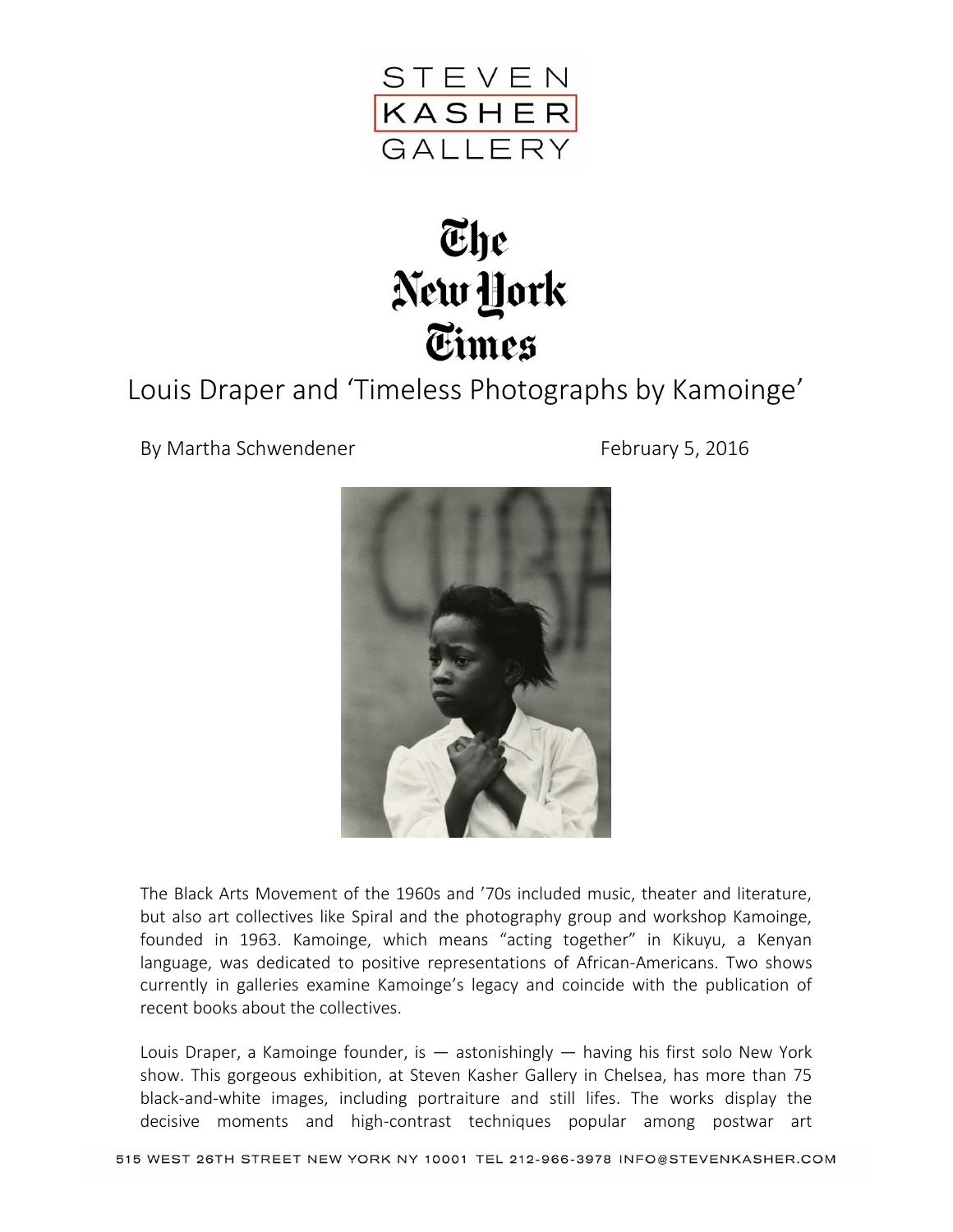STEVEN KASHER GALLERY

The New York Times

# Louis Draper and 'Timeless Photographs by Kamoinge'

By Martha Schwendener

February 5, 2016

The Black Arts Movement of the 1960s and '70s included music, theater and literature, but also art collectives like Spiral and the photography group and workshop Kamoinge, founded in 1963. Kamoinge, which means "acting together" in Kikuyu, a Kenyan language, was dedicated to positive representations of African-Americans. Two shows currently in galleries examine Kamoinge's legacy and coincide with the publication of recent books about the collectives.

Louis Draper, a Kamoinge founder, is — astonishingly — having his first solo New York show. This gorgeous exhibition, at Steven Kasher Gallery in Chelsea, has more than 75 black-and-white images, including portraiture and still lifes. The works display the decisive moments and high-contrast techniques popular among postwar art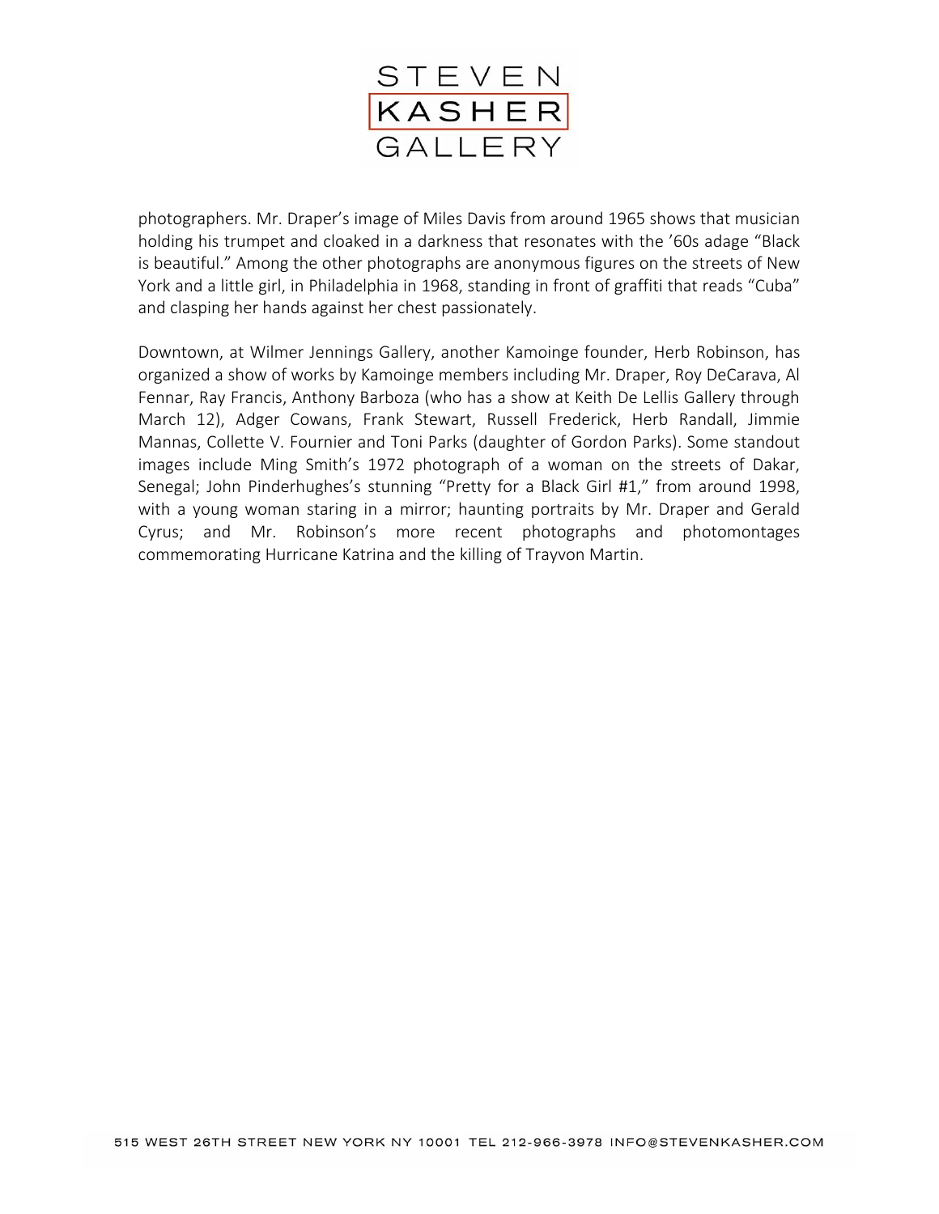photographers. Mr. Draper's image of Miles Davis from around 1965 shows that musician holding his trumpet and cloaked in a darkness that resonates with the '60s adage "Black is beautiful." Among the other photographs are anonymous figures on the streets of New York and a little girl, in Philadelphia in 1968, standing in front of graffiti that reads "Cuba" and clasping her hands against her chest passionately.

Downtown, at Wilmer Jennings Gallery, another Kamoinge founder, Herb Robinson, has organized a show of works by Kamoinge members including Mr. Draper, Roy DeCarava, Al Fennar, Ray Francis, Anthony Barboza (who has a show at Keith De Lellis Gallery through March 12), Adger Cowans, Frank Stewart, Russell Frederick, Herb Randall, Jimmie Mannas, Collette V. Fournier and Toni Parks (daughter of Gordon Parks). Some standout images include Ming Smith's 1972 photograph of a woman on the streets of Dakar, Senegal; John Pinderhughes's stunning "Pretty for a Black Girl #1," from around 1998, with a young woman staring in a mirror; haunting portraits by Mr. Draper and Gerald Cyrus; and Mr. Robinson's more recent photographs and photomontages commemorating Hurricane Katrina and the killing of Trayvon Martin.